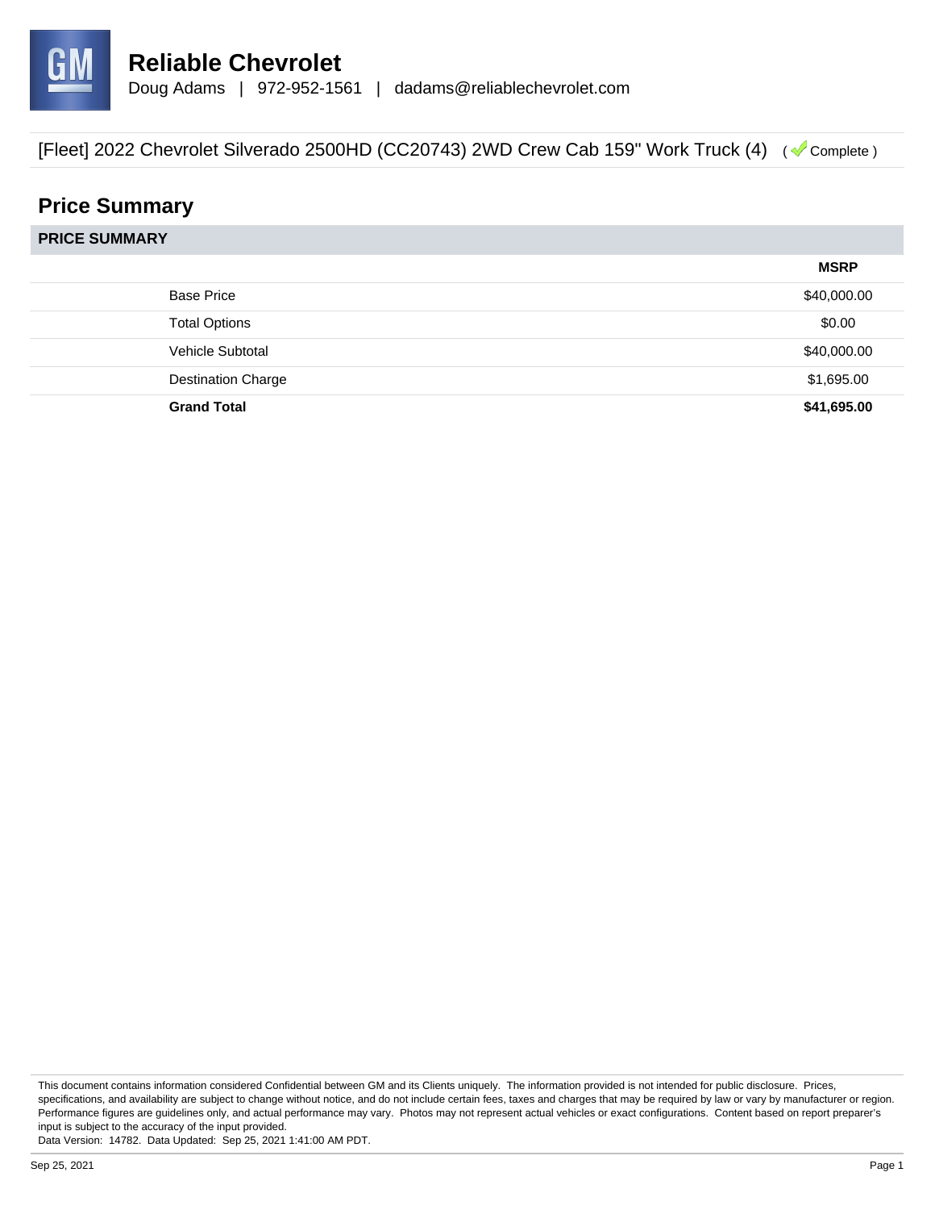# Reliable Chevrolet

Doug Adams | 972-952-1561 | dadams@reliablechevrolet.com

[Fleet] 2022 Chevrolet Silverado 2500HD (CC20743) 2WD Crew Cab 159" Work Truck (4) ( Complete )

## Price Summary

### PRICE SUMMARY

| | MSRP |
|---|---|
| Base Price | $40,000.00 |
| Total Options | $0.00 |
| Vehicle Subtotal | $40,000.00 |
| Destination Charge | $1,695.00 |
| **Grand Total** | **$41,695.00** |

This document contains information considered Confidential between GM and its Clients uniquely. The information provided is not intended for public disclosure. Prices, specifications, and availability are subject to change without notice, and do not include certain fees, taxes and charges that may be required by law or vary by manufacturer or region. Performance figures are guidelines only, and actual performance may vary. Photos may not represent actual vehicles or exact configurations. Content based on report preparer's input is subject to the accuracy of the input provided.

Data Version: 14782. Data Updated: Sep 25, 2021 1:41:00 AM PDT.

Sep 25, 2021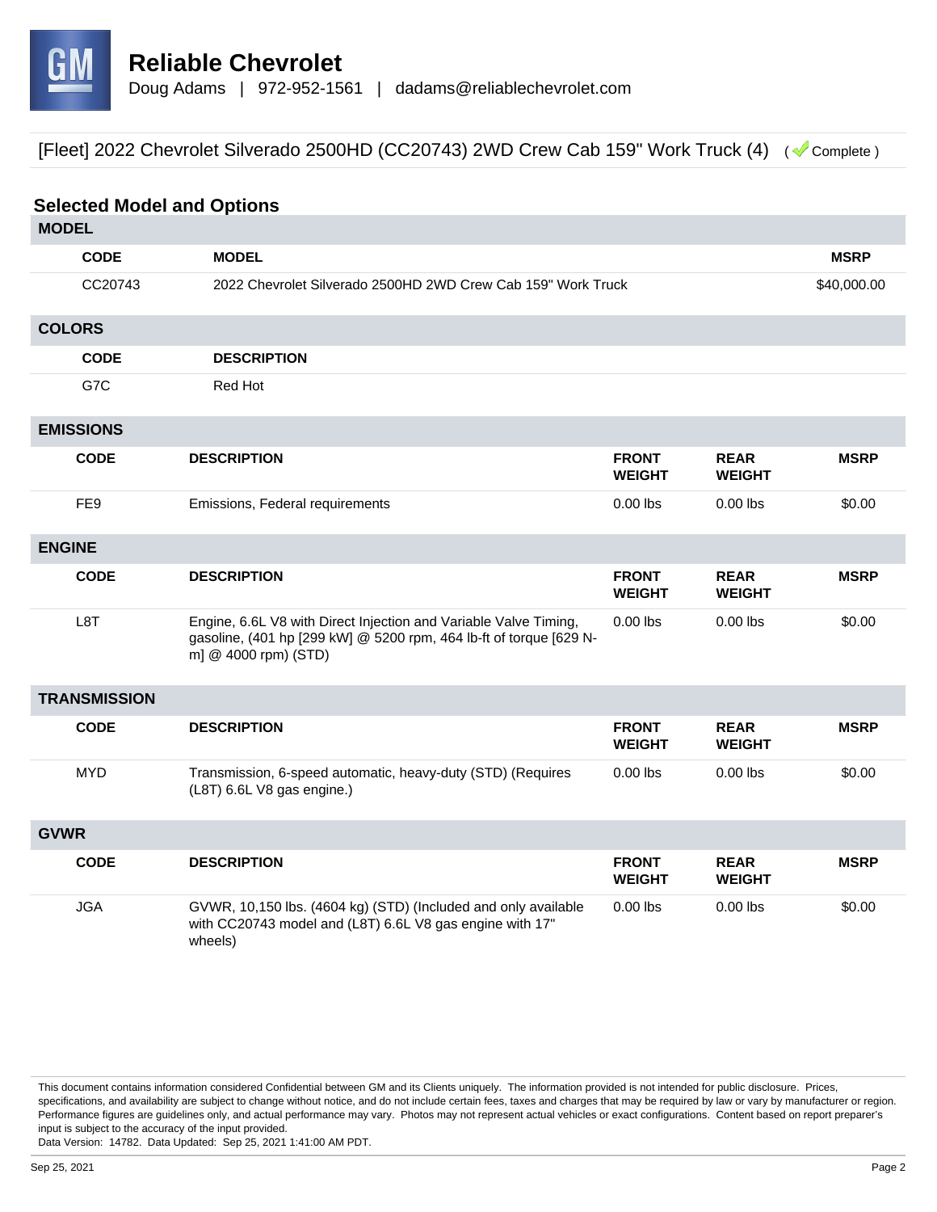# Reliable Chevrolet

Doug Adams | 972-952-1561 | dadams@reliablechevrolet.com

[Fleet] 2022 Chevrolet Silverado 2500HD (CC20743) 2WD Crew Cab 159" Work Truck (4) ( Complete )

## Selected Model and Options

### MODEL

| CODE | MODEL | MSRP |
|---|---|---|
| CC20743 | 2022 Chevrolet Silverado 2500HD 2WD Crew Cab 159" Work Truck | $40,000.00 |

### COLORS

| CODE | DESCRIPTION |
|---|---|
| G7C | Red Hot |

### EMISSIONS

| CODE | DESCRIPTION | FRONT WEIGHT | REAR WEIGHT | MSRP |
|---|---|---|---|---|
| FE9 | Emissions, Federal requirements | 0.00 lbs | 0.00 lbs | $0.00 |

### ENGINE

| CODE | DESCRIPTION | FRONT WEIGHT | REAR WEIGHT | MSRP |
|---|---|---|---|---|
| L8T | Engine, 6.6L V8 with Direct Injection and Variable Valve Timing, gasoline, (401 hp [299 kW] @ 5200 rpm, 464 lb-ft of torque [629 N-m] @ 4000 rpm) (STD) | 0.00 lbs | 0.00 lbs | $0.00 |

### TRANSMISSION

| CODE | DESCRIPTION | FRONT WEIGHT | REAR WEIGHT | MSRP |
|---|---|---|---|---|
| MYD | Transmission, 6-speed automatic, heavy-duty (STD) (Requires (L8T) 6.6L V8 gas engine.) | 0.00 lbs | 0.00 lbs | $0.00 |

### GVWR

| CODE | DESCRIPTION | FRONT WEIGHT | REAR WEIGHT | MSRP |
|---|---|---|---|---|
| JGA | GVWR, 10,150 lbs. (4604 kg) (STD) (Included and only available with CC20743 model and (L8T) 6.6L V8 gas engine with 17" wheels) | 0.00 lbs | 0.00 lbs | $0.00 |

This document contains information considered Confidential between GM and its Clients uniquely. The information provided is not intended for public disclosure. Prices, specifications, and availability are subject to change without notice, and do not include certain fees, taxes and charges that may be required by law or vary by manufacturer or region. Performance figures are guidelines only, and actual performance may vary. Photos may not represent actual vehicles or exact configurations. Content based on report preparer's input is subject to the accuracy of the input provided.
Data Version: 14782. Data Updated: Sep 25, 2021 1:41:00 AM PDT.

Sep 25, 2021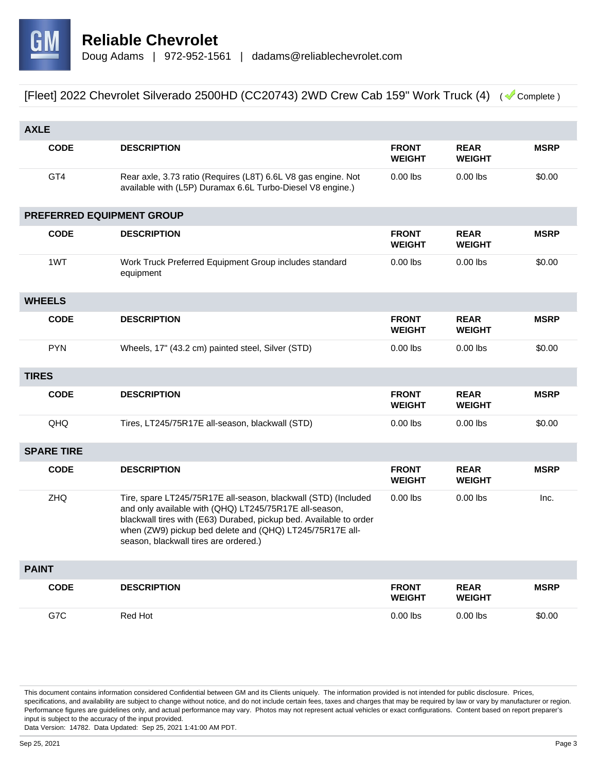# Reliable Chevrolet

Doug Adams | 972-952-1561 | dadams@reliablechevrolet.com

[Fleet] 2022 Chevrolet Silverado 2500HD (CC20743) 2WD Crew Cab 159" Work Truck (4) ( Complete )

## AXLE

| CODE | DESCRIPTION | FRONT WEIGHT | REAR WEIGHT | MSRP |
|---|---|---|---|---|
| GT4 | Rear axle, 3.73 ratio (Requires (L8T) 6.6L V8 gas engine. Not available with (L5P) Duramax 6.6L Turbo-Diesel V8 engine.) | 0.00 lbs | 0.00 lbs | $0.00 |

## PREFERRED EQUIPMENT GROUP

| CODE | DESCRIPTION | FRONT WEIGHT | REAR WEIGHT | MSRP |
|---|---|---|---|---|
| 1WT | Work Truck Preferred Equipment Group includes standard equipment | 0.00 lbs | 0.00 lbs | $0.00 |

## WHEELS

| CODE | DESCRIPTION | FRONT WEIGHT | REAR WEIGHT | MSRP |
|---|---|---|---|---|
| PYN | Wheels, 17" (43.2 cm) painted steel, Silver (STD) | 0.00 lbs | 0.00 lbs | $0.00 |

## TIRES

| CODE | DESCRIPTION | FRONT WEIGHT | REAR WEIGHT | MSRP |
|---|---|---|---|---|
| QHQ | Tires, LT245/75R17E all-season, blackwall (STD) | 0.00 lbs | 0.00 lbs | $0.00 |

## SPARE TIRE

| CODE | DESCRIPTION | FRONT WEIGHT | REAR WEIGHT | MSRP |
|---|---|---|---|---|
| ZHQ | Tire, spare LT245/75R17E all-season, blackwall (STD) (Included and only available with (QHQ) LT245/75R17E all-season, blackwall tires with (E63) Durabed, pickup bed. Available to order when (ZW9) pickup bed delete and (QHQ) LT245/75R17E all-season, blackwall tires are ordered.) | 0.00 lbs | 0.00 lbs | Inc. |

## PAINT

| CODE | DESCRIPTION | FRONT WEIGHT | REAR WEIGHT | MSRP |
|---|---|---|---|---|
| G7C | Red Hot | 0.00 lbs | 0.00 lbs | $0.00 |

This document contains information considered Confidential between GM and its Clients uniquely. The information provided is not intended for public disclosure. Prices, specifications, and availability are subject to change without notice, and do not include certain fees, taxes and charges that may be required by law or vary by manufacturer or region. Performance figures are guidelines only, and actual performance may vary. Photos may not represent actual vehicles or exact configurations. Content based on report preparer's input is subject to the accuracy of the input provided.
Data Version: 14782. Data Updated: Sep 25, 2021 1:41:00 AM PDT.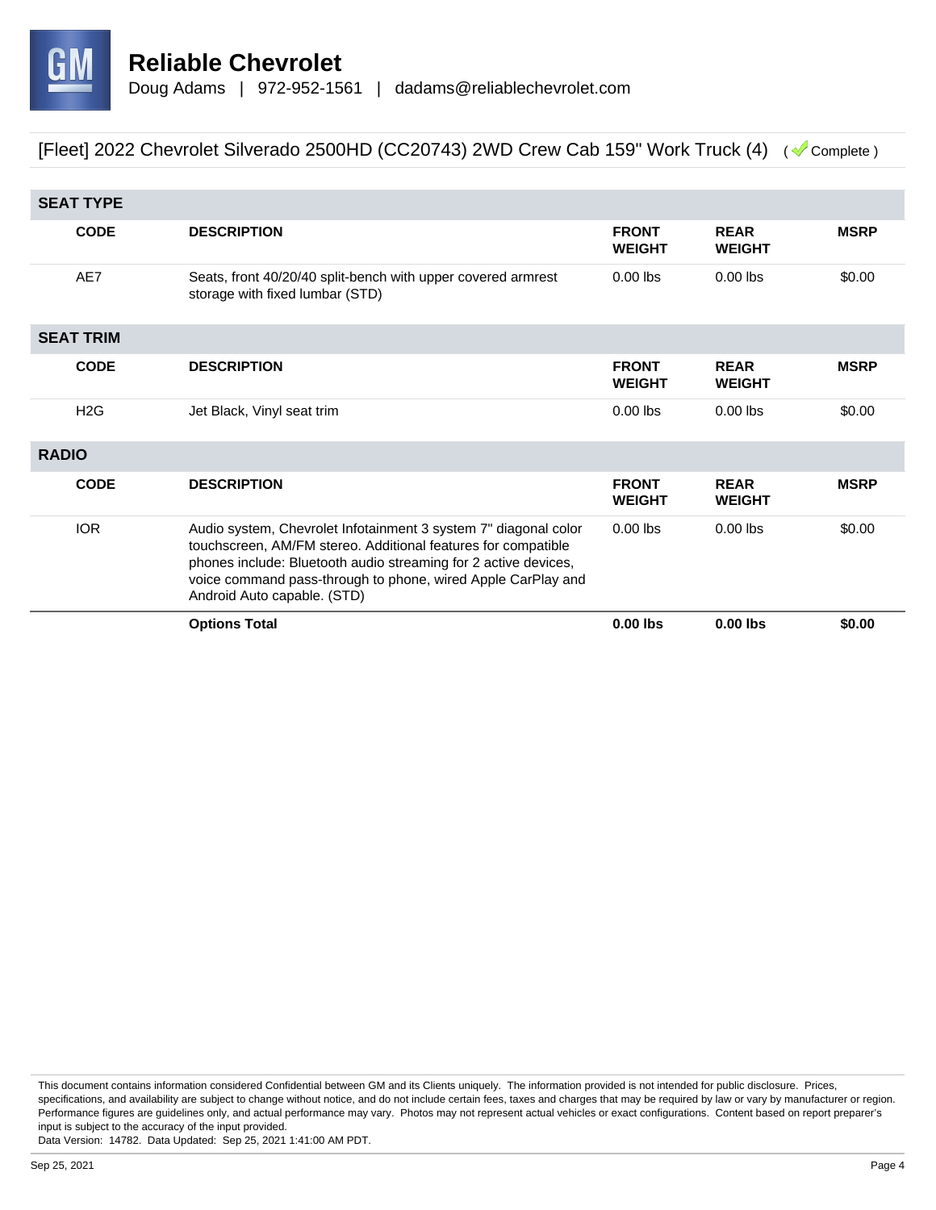# Reliable Chevrolet

Doug Adams | 972-952-1561 | dadams@reliablechevrolet.com

[Fleet] 2022 Chevrolet Silverado 2500HD (CC20743) 2WD Crew Cab 159" Work Truck (4) ( Complete )

## SEAT TYPE

| CODE | DESCRIPTION | FRONT WEIGHT | REAR WEIGHT | MSRP |
|---|---|---|---|---|
| AE7 | Seats, front 40/20/40 split-bench with upper covered armrest storage with fixed lumbar (STD) | 0.00 lbs | 0.00 lbs | $0.00 |

## SEAT TRIM

| CODE | DESCRIPTION | FRONT WEIGHT | REAR WEIGHT | MSRP |
|---|---|---|---|---|
| H2G | Jet Black, Vinyl seat trim | 0.00 lbs | 0.00 lbs | $0.00 |

## RADIO

| CODE | DESCRIPTION | FRONT WEIGHT | REAR WEIGHT | MSRP |
|---|---|---|---|---|
| IOR | Audio system, Chevrolet Infotainment 3 system 7" diagonal color touchscreen, AM/FM stereo. Additional features for compatible phones include: Bluetooth audio streaming for 2 active devices, voice command pass-through to phone, wired Apple CarPlay and Android Auto capable. (STD) | 0.00 lbs | 0.00 lbs | $0.00 |
| | **Options Total** | **0.00 lbs** | **0.00 lbs** | **$0.00** |

This document contains information considered Confidential between GM and its Clients uniquely. The information provided is not intended for public disclosure. Prices, specifications, and availability are subject to change without notice, and do not include certain fees, taxes and charges that may be required by law or vary by manufacturer or region. Performance figures are guidelines only, and actual performance may vary. Photos may not represent actual vehicles or exact configurations. Content based on report preparer's input is subject to the accuracy of the input provided.
Data Version: 14782. Data Updated: Sep 25, 2021 1:41:00 AM PDT.

Sep 25, 2021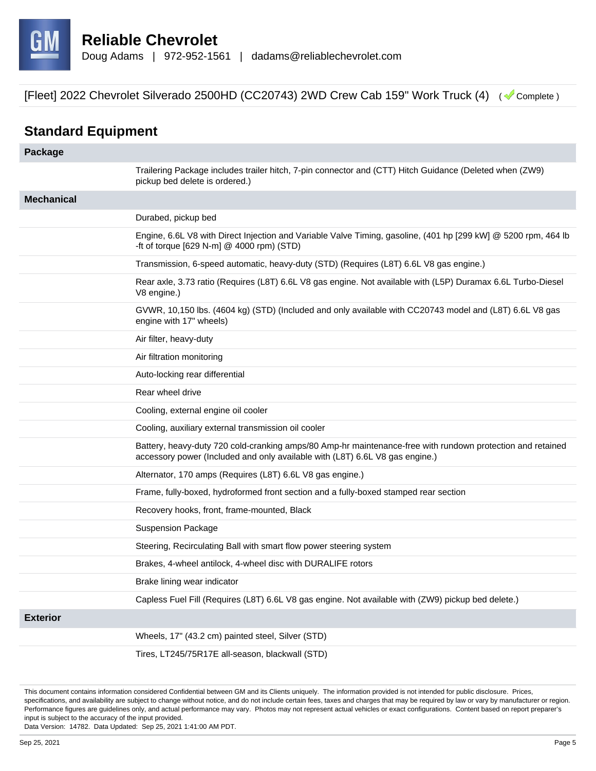# Reliable Chevrolet

Doug Adams | 972-952-1561 | dadams@reliablechevrolet.com

[Fleet] 2022 Chevrolet Silverado 2500HD (CC20743) 2WD Crew Cab 159" Work Truck (4) ( Complete )

## Standard Equipment

| Package | |
|---|---|
| | Trailering Package includes trailer hitch, 7-pin connector and (CTT) Hitch Guidance (Deleted when (ZW9) pickup bed delete is ordered.) |
| **Mechanical** | |
| | Durabed, pickup bed |
| | Engine, 6.6L V8 with Direct Injection and Variable Valve Timing, gasoline, (401 hp [299 kW] @ 5200 rpm, 464 lb-ft of torque [629 N-m] @ 4000 rpm) (STD) |
| | Transmission, 6-speed automatic, heavy-duty (STD) (Requires (L8T) 6.6L V8 gas engine.) |
| | Rear axle, 3.73 ratio (Requires (L8T) 6.6L V8 gas engine. Not available with (L5P) Duramax 6.6L Turbo-Diesel V8 engine.) |
| | GVWR, 10,150 lbs. (4604 kg) (STD) (Included and only available with CC20743 model and (L8T) 6.6L V8 gas engine with 17" wheels) |
| | Air filter, heavy-duty |
| | Air filtration monitoring |
| | Auto-locking rear differential |
| | Rear wheel drive |
| | Cooling, external engine oil cooler |
| | Cooling, auxiliary external transmission oil cooler |
| | Battery, heavy-duty 720 cold-cranking amps/80 Amp-hr maintenance-free with rundown protection and retained accessory power (Included and only available with (L8T) 6.6L V8 gas engine.) |
| | Alternator, 170 amps (Requires (L8T) 6.6L V8 gas engine.) |
| | Frame, fully-boxed, hydroformed front section and a fully-boxed stamped rear section |
| | Recovery hooks, front, frame-mounted, Black |
| | Suspension Package |
| | Steering, Recirculating Ball with smart flow power steering system |
| | Brakes, 4-wheel antilock, 4-wheel disc with DURALIFE rotors |
| | Brake lining wear indicator |
| | Capless Fuel Fill (Requires (L8T) 6.6L V8 gas engine. Not available with (ZW9) pickup bed delete.) |
| **Exterior** | |
| | Wheels, 17" (43.2 cm) painted steel, Silver (STD) |
| | Tires, LT245/75R17E all-season, blackwall (STD) |

This document contains information considered Confidential between GM and its Clients uniquely. The information provided is not intended for public disclosure. Prices, specifications, and availability are subject to change without notice, and do not include certain fees, taxes and charges that may be required by law or vary by manufacturer or region. Performance figures are guidelines only, and actual performance may vary. Photos may not represent actual vehicles or exact configurations. Content based on report preparer's input is subject to the accuracy of the input provided.
Data Version: 14782. Data Updated: Sep 25, 2021 1:41:00 AM PDT.

Sep 25, 2021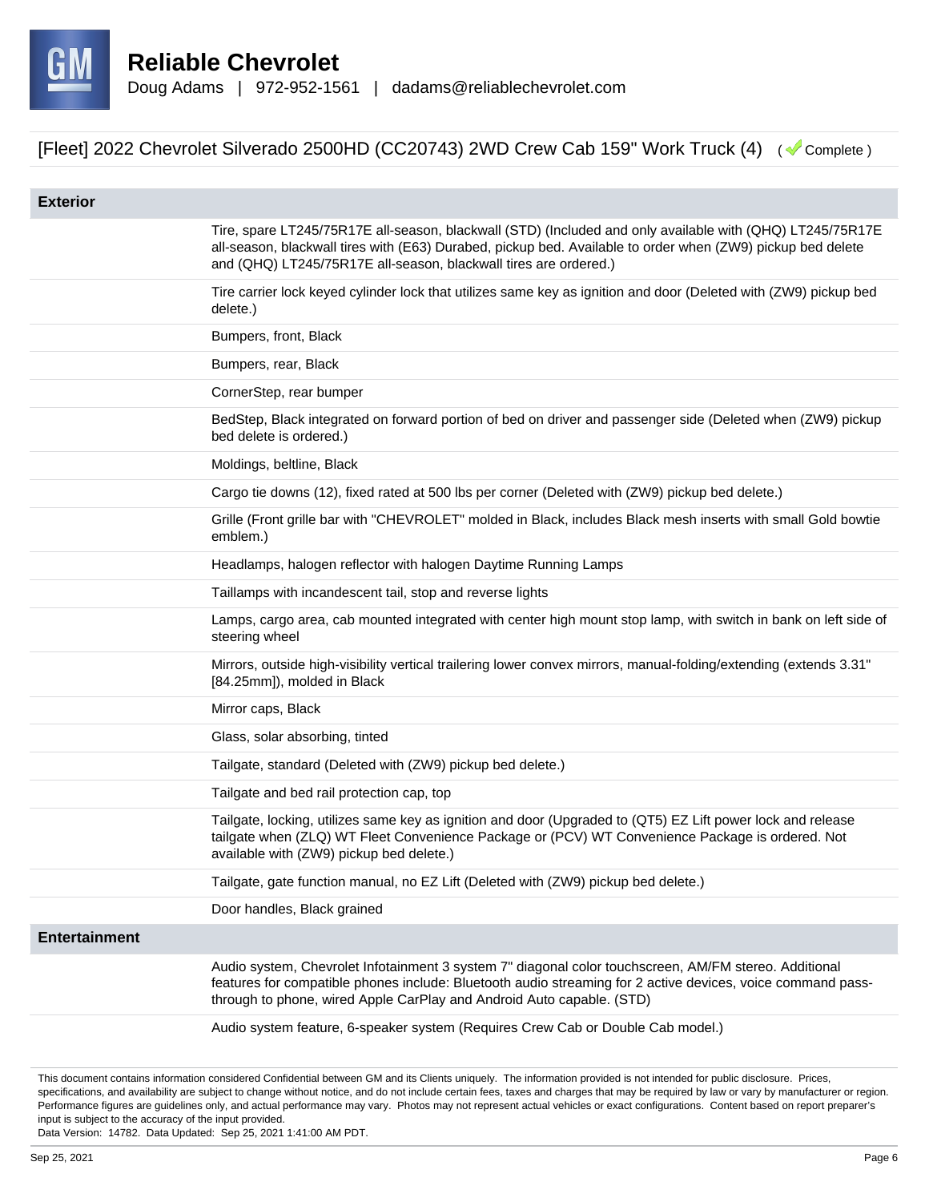# Reliable Chevrolet

Doug Adams | 972-952-1561 | dadams@reliablechevrolet.com

## [Fleet] 2022 Chevrolet Silverado 2500HD (CC20743) 2WD Crew Cab 159" Work Truck (4) ( Complete )

### Exterior

- Tire, spare LT245/75R17E all-season, blackwall (STD) (Included and only available with (QHQ) LT245/75R17E all-season, blackwall tires with (E63) Durabed, pickup bed. Available to order when (ZW9) pickup bed delete and (QHQ) LT245/75R17E all-season, blackwall tires are ordered.)
- Tire carrier lock keyed cylinder lock that utilizes same key as ignition and door (Deleted with (ZW9) pickup bed delete.)
- Bumpers, front, Black
- Bumpers, rear, Black
- CornerStep, rear bumper
- BedStep, Black integrated on forward portion of bed on driver and passenger side (Deleted when (ZW9) pickup bed delete is ordered.)
- Moldings, beltline, Black
- Cargo tie downs (12), fixed rated at 500 lbs per corner (Deleted with (ZW9) pickup bed delete.)
- Grille (Front grille bar with "CHEVROLET" molded in Black, includes Black mesh inserts with small Gold bowtie emblem.)
- Headlamps, halogen reflector with halogen Daytime Running Lamps
- Taillamps with incandescent tail, stop and reverse lights
- Lamps, cargo area, cab mounted integrated with center high mount stop lamp, with switch in bank on left side of steering wheel
- Mirrors, outside high-visibility vertical trailering lower convex mirrors, manual-folding/extending (extends 3.31" [84.25mm]), molded in Black
- Mirror caps, Black
- Glass, solar absorbing, tinted
- Tailgate, standard (Deleted with (ZW9) pickup bed delete.)
- Tailgate and bed rail protection cap, top
- Tailgate, locking, utilizes same key as ignition and door (Upgraded to (QT5) EZ Lift power lock and release tailgate when (ZLQ) WT Fleet Convenience Package or (PCV) WT Convenience Package is ordered. Not available with (ZW9) pickup bed delete.)
- Tailgate, gate function manual, no EZ Lift (Deleted with (ZW9) pickup bed delete.)
- Door handles, Black grained

### Entertainment

- Audio system, Chevrolet Infotainment 3 system 7" diagonal color touchscreen, AM/FM stereo. Additional features for compatible phones include: Bluetooth audio streaming for 2 active devices, voice command pass-through to phone, wired Apple CarPlay and Android Auto capable. (STD)
- Audio system feature, 6-speaker system (Requires Crew Cab or Double Cab model.)

This document contains information considered Confidential between GM and its Clients uniquely. The information provided is not intended for public disclosure. Prices, specifications, and availability are subject to change without notice, and do not include certain fees, taxes and charges that may be required by law or vary by manufacturer or region. Performance figures are guidelines only, and actual performance may vary. Photos may not represent actual vehicles or exact configurations. Content based on report preparer's input is subject to the accuracy of the input provided.
Data Version: 14782. Data Updated: Sep 25, 2021 1:41:00 AM PDT.

Sep 25, 2021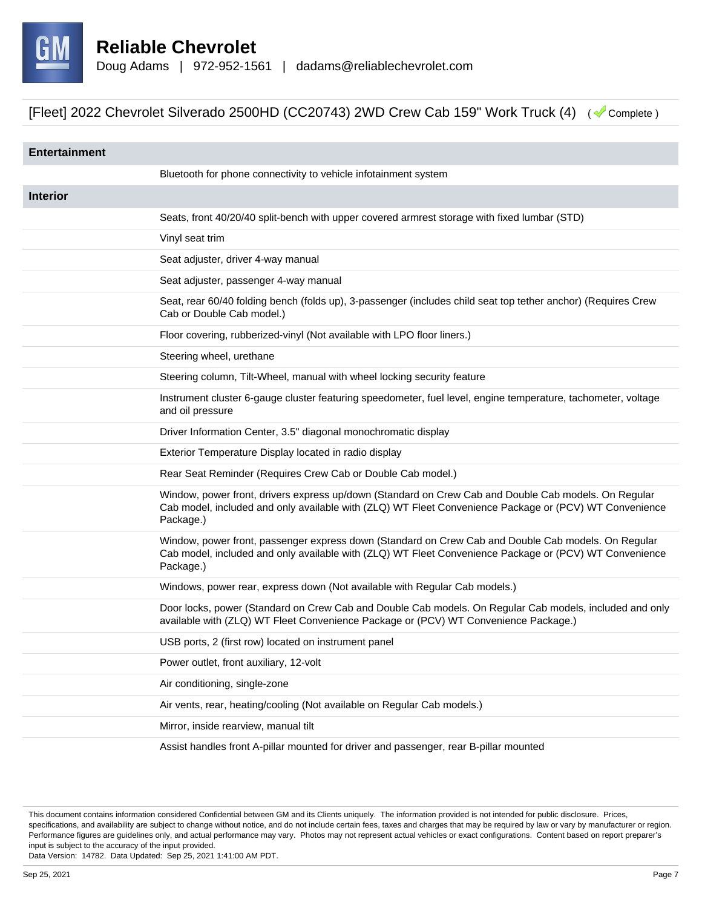# Reliable Chevrolet

Doug Adams | 972-952-1561 | dadams@reliablechevrolet.com

## [Fleet] 2022 Chevrolet Silverado 2500HD (CC20743) 2WD Crew Cab 159" Work Truck (4) ( Complete )

### Entertainment

- Bluetooth for phone connectivity to vehicle infotainment system

### Interior

- Seats, front 40/20/40 split-bench with upper covered armrest storage with fixed lumbar (STD)
- Vinyl seat trim
- Seat adjuster, driver 4-way manual
- Seat adjuster, passenger 4-way manual
- Seat, rear 60/40 folding bench (folds up), 3-passenger (includes child seat top tether anchor) (Requires Crew Cab or Double Cab model.)
- Floor covering, rubberized-vinyl (Not available with LPO floor liners.)
- Steering wheel, urethane
- Steering column, Tilt-Wheel, manual with wheel locking security feature
- Instrument cluster 6-gauge cluster featuring speedometer, fuel level, engine temperature, tachometer, voltage and oil pressure
- Driver Information Center, 3.5" diagonal monochromatic display
- Exterior Temperature Display located in radio display
- Rear Seat Reminder (Requires Crew Cab or Double Cab model.)
- Window, power front, drivers express up/down (Standard on Crew Cab and Double Cab models. On Regular Cab model, included and only available with (ZLQ) WT Fleet Convenience Package or (PCV) WT Convenience Package.)
- Window, power front, passenger express down (Standard on Crew Cab and Double Cab models. On Regular Cab model, included and only available with (ZLQ) WT Fleet Convenience Package or (PCV) WT Convenience Package.)
- Windows, power rear, express down (Not available with Regular Cab models.)
- Door locks, power (Standard on Crew Cab and Double Cab models. On Regular Cab models, included and only available with (ZLQ) WT Fleet Convenience Package or (PCV) WT Convenience Package.)
- USB ports, 2 (first row) located on instrument panel
- Power outlet, front auxiliary, 12-volt
- Air conditioning, single-zone
- Air vents, rear, heating/cooling (Not available on Regular Cab models.)
- Mirror, inside rearview, manual tilt
- Assist handles front A-pillar mounted for driver and passenger, rear B-pillar mounted

This document contains information considered Confidential between GM and its Clients uniquely. The information provided is not intended for public disclosure. Prices, specifications, and availability are subject to change without notice, and do not include certain fees, taxes and charges that may be required by law or vary by manufacturer or region. Performance figures are guidelines only, and actual performance may vary. Photos may not represent actual vehicles or exact configurations. Content based on report preparer's input is subject to the accuracy of the input provided.
Data Version: 14782. Data Updated: Sep 25, 2021 1:41:00 AM PDT.

Sep 25, 2021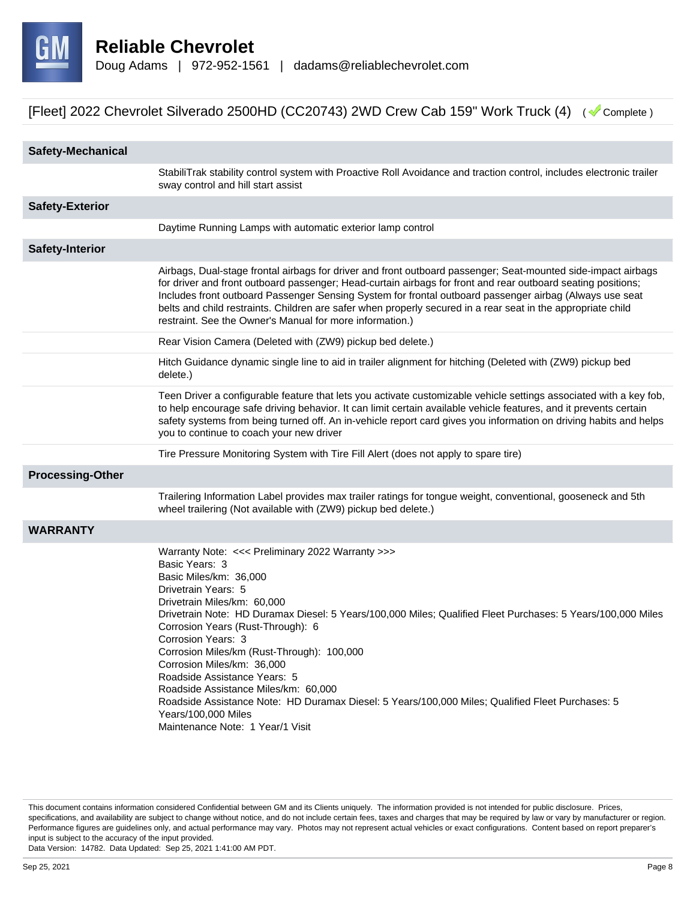**Reliable Chevrolet**

Doug Adams | 972-952-1561 | dadams@reliablechevrolet.com

## [Fleet] 2022 Chevrolet Silverado 2500HD (CC20743) 2WD Crew Cab 159" Work Truck (4) ( Complete )

| | |
|---|---|
| **Safety-Mechanical** | |
| | StabiliTrak stability control system with Proactive Roll Avoidance and traction control, includes electronic trailer sway control and hill start assist |
| **Safety-Exterior** | |
| | Daytime Running Lamps with automatic exterior lamp control |
| **Safety-Interior** | |
| | Airbags, Dual-stage frontal airbags for driver and front outboard passenger; Seat-mounted side-impact airbags for driver and front outboard passenger; Head-curtain airbags for front and rear outboard seating positions; Includes front outboard Passenger Sensing System for frontal outboard passenger airbag (Always use seat belts and child restraints. Children are safer when properly secured in a rear seat in the appropriate child restraint. See the Owner's Manual for more information.) |
| | Rear Vision Camera (Deleted with (ZW9) pickup bed delete.) |
| | Hitch Guidance dynamic single line to aid in trailer alignment for hitching (Deleted with (ZW9) pickup bed delete.) |
| | Teen Driver a configurable feature that lets you activate customizable vehicle settings associated with a key fob, to help encourage safe driving behavior. It can limit certain available vehicle features, and it prevents certain safety systems from being turned off. An in-vehicle report card gives you information on driving habits and helps you to continue to coach your new driver |
| | Tire Pressure Monitoring System with Tire Fill Alert (does not apply to spare tire) |
| **Processing-Other** | |
| | Trailering Information Label provides max trailer ratings for tongue weight, conventional, gooseneck and 5th wheel trailering (Not available with (ZW9) pickup bed delete.) |
| **WARRANTY** | |
| | Warranty Note: <<< Preliminary 2022 Warranty >>><br>Basic Years: 3<br>Basic Miles/km: 36,000<br>Drivetrain Years: 5<br>Drivetrain Miles/km: 60,000<br>Drivetrain Note: HD Duramax Diesel: 5 Years/100,000 Miles; Qualified Fleet Purchases: 5 Years/100,000 Miles<br>Corrosion Years (Rust-Through): 6<br>Corrosion Years: 3<br>Corrosion Miles/km (Rust-Through): 100,000<br>Corrosion Miles/km: 36,000<br>Roadside Assistance Years: 5<br>Roadside Assistance Miles/km: 60,000<br>Roadside Assistance Note: HD Duramax Diesel: 5 Years/100,000 Miles; Qualified Fleet Purchases: 5 Years/100,000 Miles<br>Maintenance Note: 1 Year/1 Visit |

This document contains information considered Confidential between GM and its Clients uniquely. The information provided is not intended for public disclosure. Prices, specifications, and availability are subject to change without notice, and do not include certain fees, taxes and charges that may be required by law or vary by manufacturer or region. Performance figures are guidelines only, and actual performance may vary. Photos may not represent actual vehicles or exact configurations. Content based on report preparer's input is subject to the accuracy of the input provided.
Data Version: 14782. Data Updated: Sep 25, 2021 1:41:00 AM PDT.

Sep 25, 2021